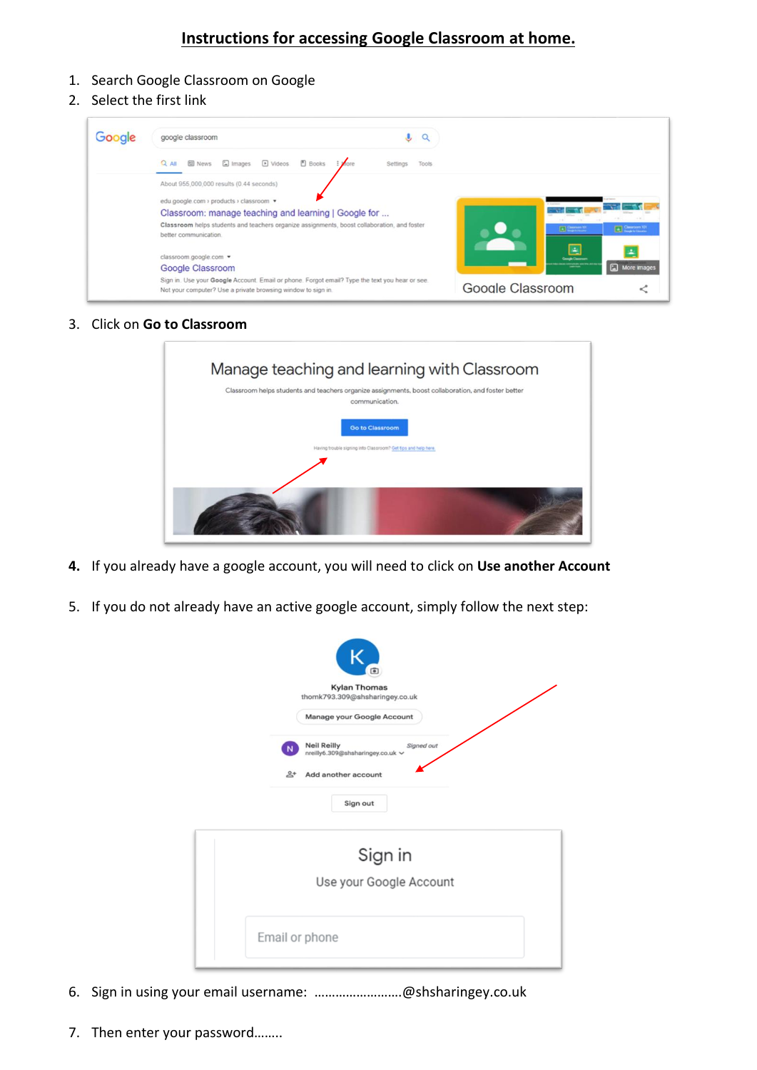# Instructions for accessing Google Classroom at home.

1. Search Google Classroom on Google
2. Select the first link
3. Click on **Go to Classroom**
4. **If you already have a google account, you will need to click on Use another Account**
5. If you do not already have an active google account, simply follow the next step:
6. Sign in using your email username: ……………………@shsharingey.co.uk
7. Then enter your password……..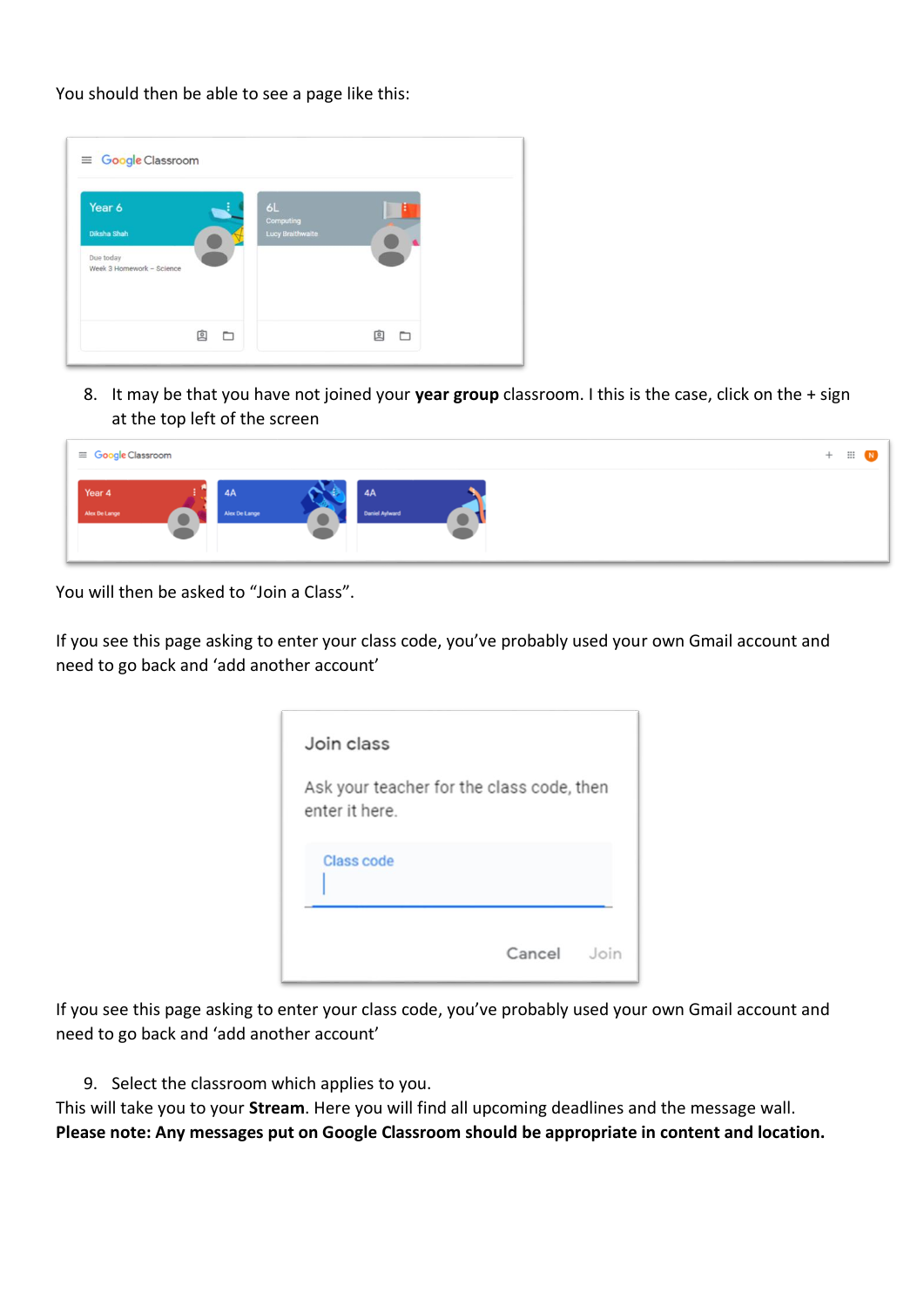You should then be able to see a page like this:

8. It may be that you have not joined your **year group** classroom. I this is the case, click on the + sign at the top left of the screen

You will then be asked to "Join a Class".

If you see this page asking to enter your class code, you've probably used your own Gmail account and need to go back and 'add another account'

If you see this page asking to enter your class code, you've probably used your own Gmail account and need to go back and 'add another account'

9. Select the classroom which applies to you.

This will take you to your **Stream**. Here you will find all upcoming deadlines and the message wall.
**Please note: Any messages put on Google Classroom should be appropriate in content and location.**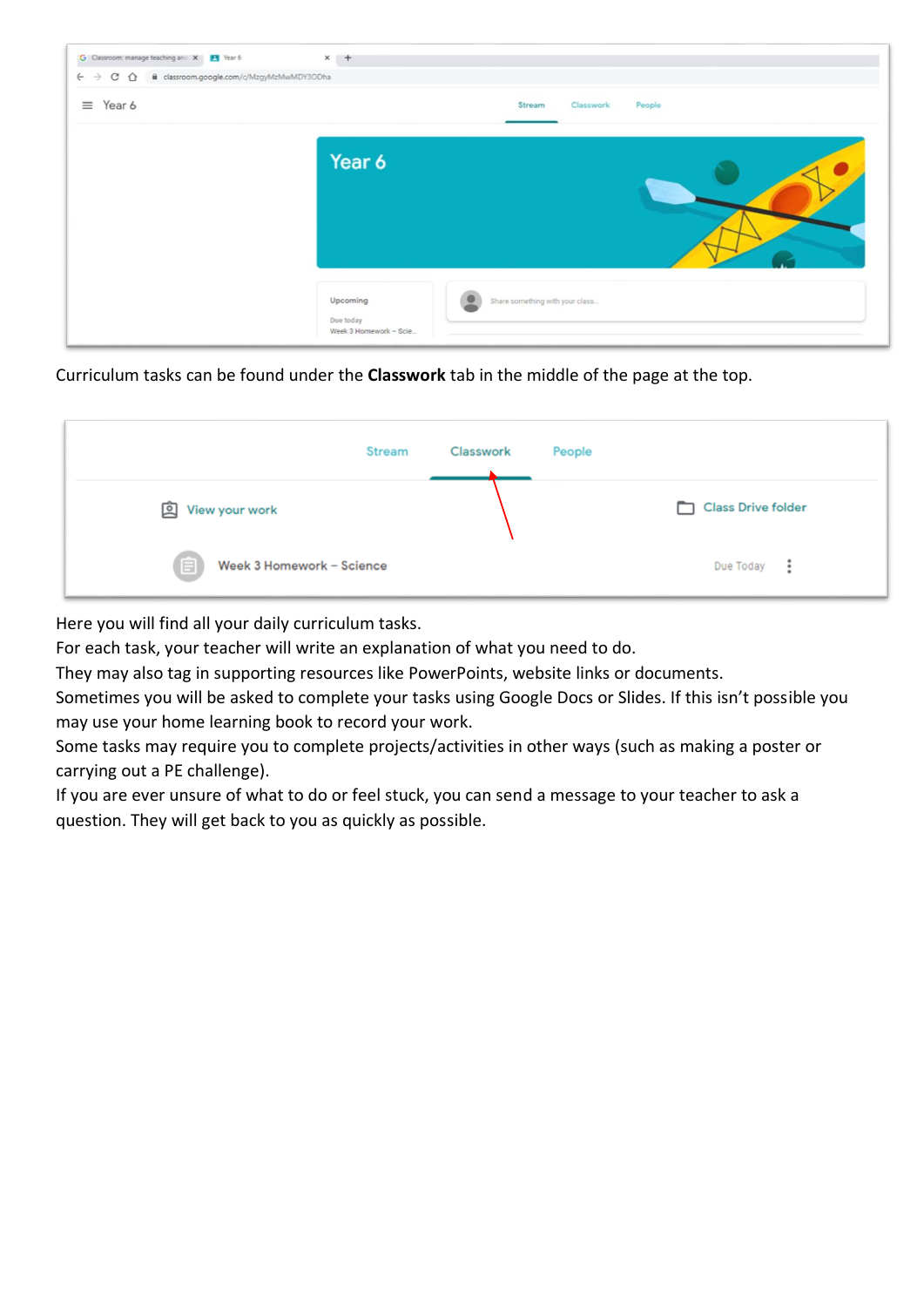Curriculum tasks can be found under the **Classwork** tab in the middle of the page at the top.

Here you will find all your daily curriculum tasks.
For each task, your teacher will write an explanation of what you need to do.
They may also tag in supporting resources like PowerPoints, website links or documents.
Sometimes you will be asked to complete your tasks using Google Docs or Slides. If this isn't possible you may use your home learning book to record your work.
Some tasks may require you to complete projects/activities in other ways (such as making a poster or carrying out a PE challenge).
If you are ever unsure of what to do or feel stuck, you can send a message to your teacher to ask a question. They will get back to you as quickly as possible.